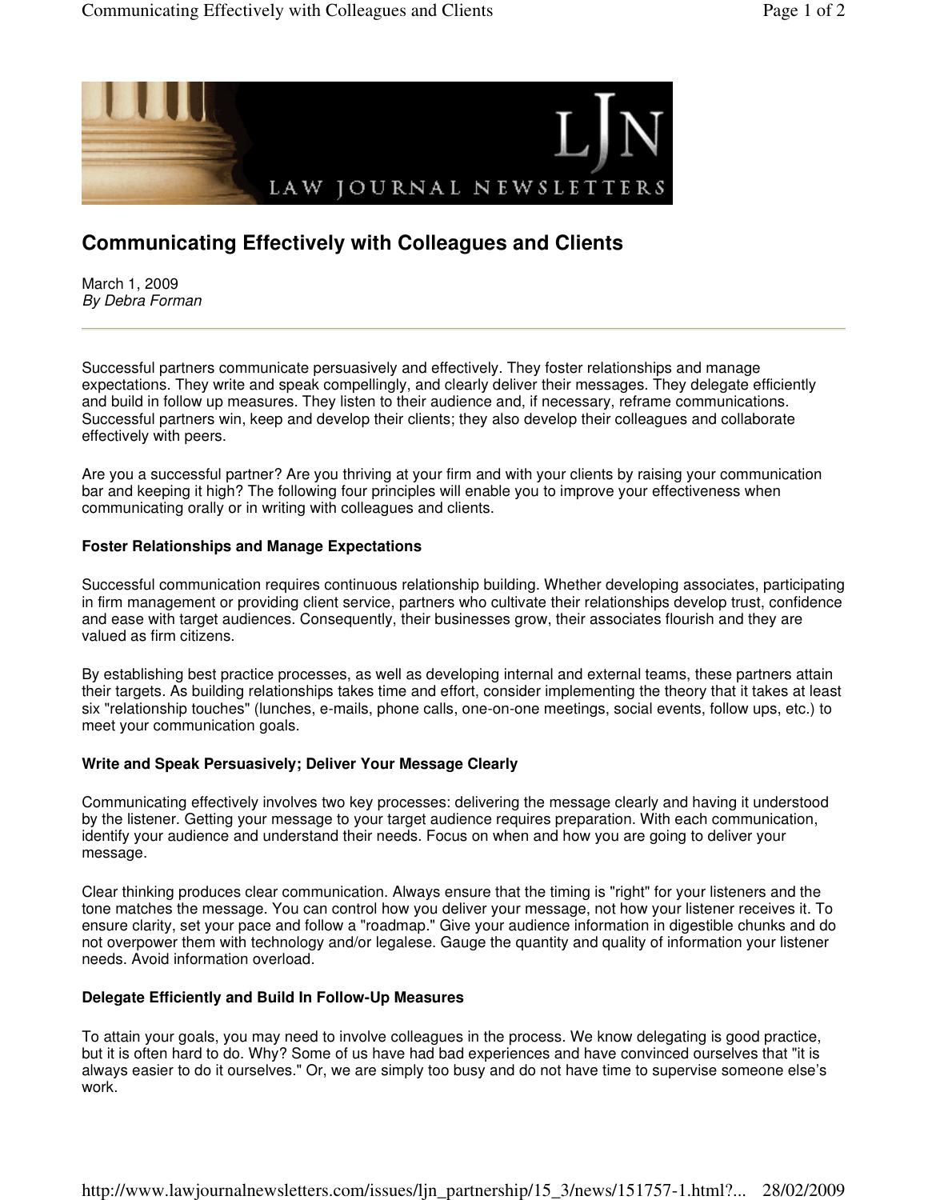# Communicating Effectively with Colleagues and Clients

March 1, 2009
*By Debra Forman*

---

Successful partners communicate persuasively and effectively. They foster relationships and manage expectations. They write and speak compellingly, and clearly deliver their messages. They delegate efficiently and build in follow up measures. They listen to their audience and, if necessary, reframe communications. Successful partners win, keep and develop their clients; they also develop their colleagues and collaborate effectively with peers.

Are you a successful partner? Are you thriving at your firm and with your clients by raising your communication bar and keeping it high? The following four principles will enable you to improve your effectiveness when communicating orally or in writing with colleagues and clients.

**Foster Relationships and Manage Expectations**

Successful communication requires continuous relationship building. Whether developing associates, participating in firm management or providing client service, partners who cultivate their relationships develop trust, confidence and ease with target audiences. Consequently, their businesses grow, their associates flourish and they are valued as firm citizens.

By establishing best practice processes, as well as developing internal and external teams, these partners attain their targets. As building relationships takes time and effort, consider implementing the theory that it takes at least six "relationship touches" (lunches, e-mails, phone calls, one-on-one meetings, social events, follow ups, etc.) to meet your communication goals.

**Write and Speak Persuasively; Deliver Your Message Clearly**

Communicating effectively involves two key processes: delivering the message clearly and having it understood by the listener. Getting your message to your target audience requires preparation. With each communication, identify your audience and understand their needs. Focus on when and how you are going to deliver your message.

Clear thinking produces clear communication. Always ensure that the timing is "right" for your listeners and the tone matches the message. You can control how you deliver your message, not how your listener receives it. To ensure clarity, set your pace and follow a "roadmap." Give your audience information in digestible chunks and do not overpower them with technology and/or legalese. Gauge the quantity and quality of information your listener needs. Avoid information overload.

**Delegate Efficiently and Build In Follow-Up Measures**

To attain your goals, you may need to involve colleagues in the process. We know delegating is good practice, but it is often hard to do. Why? Some of us have had bad experiences and have convinced ourselves that "it is always easier to do it ourselves." Or, we are simply too busy and do not have time to supervise someone else's work.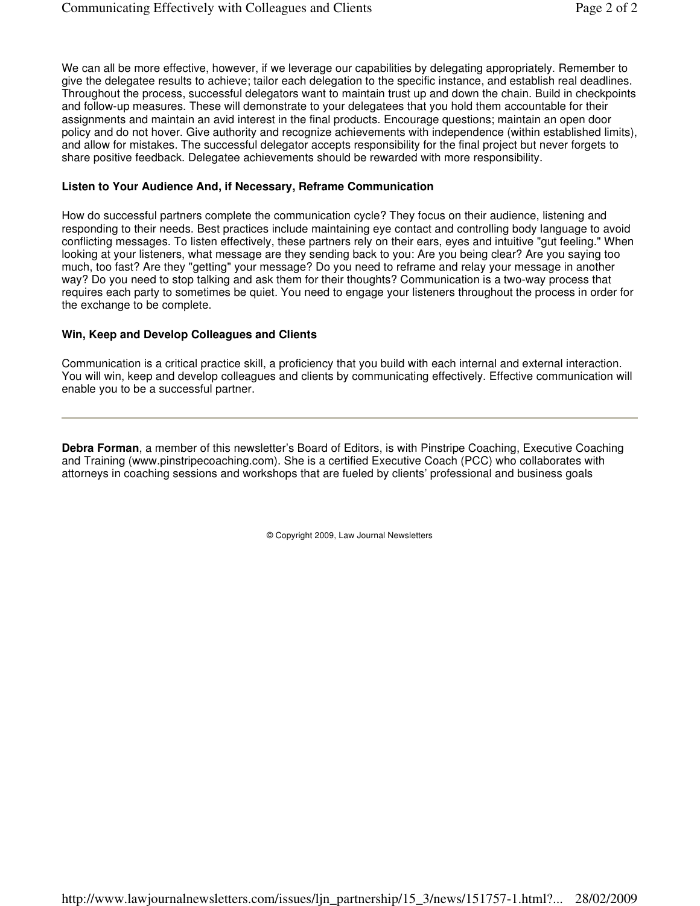We can all be more effective, however, if we leverage our capabilities by delegating appropriately. Remember to give the delegatee results to achieve; tailor each delegation to the specific instance, and establish real deadlines. Throughout the process, successful delegators want to maintain trust up and down the chain. Build in checkpoints and follow-up measures. These will demonstrate to your delegatees that you hold them accountable for their assignments and maintain an avid interest in the final products. Encourage questions; maintain an open door policy and do not hover. Give authority and recognize achievements with independence (within established limits), and allow for mistakes. The successful delegator accepts responsibility for the final project but never forgets to share positive feedback. Delegatee achievements should be rewarded with more responsibility.

### Listen to Your Audience And, if Necessary, Reframe Communication

How do successful partners complete the communication cycle? They focus on their audience, listening and responding to their needs. Best practices include maintaining eye contact and controlling body language to avoid conflicting messages. To listen effectively, these partners rely on their ears, eyes and intuitive "gut feeling." When looking at your listeners, what message are they sending back to you: Are you being clear? Are you saying too much, too fast? Are they "getting" your message? Do you need to reframe and relay your message in another way? Do you need to stop talking and ask them for their thoughts? Communication is a two-way process that requires each party to sometimes be quiet. You need to engage your listeners throughout the process in order for the exchange to be complete.

### Win, Keep and Develop Colleagues and Clients

Communication is a critical practice skill, a proficiency that you build with each internal and external interaction. You will win, keep and develop colleagues and clients by communicating effectively. Effective communication will enable you to be a successful partner.

---

**Debra Forman**, a member of this newsletter's Board of Editors, is with Pinstripe Coaching, Executive Coaching and Training (www.pinstripecoaching.com). She is a certified Executive Coach (PCC) who collaborates with attorneys in coaching sessions and workshops that are fueled by clients' professional and business goals

© Copyright 2009, Law Journal Newsletters